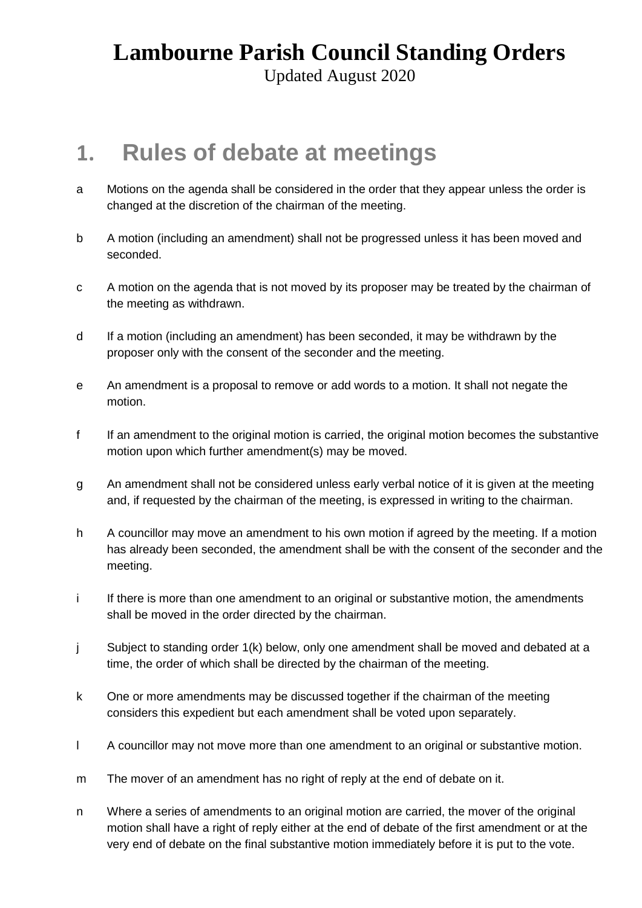# Lambourne Parish Council Standing Orders

Updated August 2020

## 1. Rules of debate at meetings

a Motions on the agenda shall be considered in the order that they appear unless the order is changed at the discretion of the chairman of the meeting.

b A motion (including an amendment) shall not be progressed unless it has been moved and seconded.

c A motion on the agenda that is not moved by its proposer may be treated by the chairman of the meeting as withdrawn.

d If a motion (including an amendment) has been seconded, it may be withdrawn by the proposer only with the consent of the seconder and the meeting.

e An amendment is a proposal to remove or add words to a motion. It shall not negate the motion.

f If an amendment to the original motion is carried, the original motion becomes the substantive motion upon which further amendment(s) may be moved.

g An amendment shall not be considered unless early verbal notice of it is given at the meeting and, if requested by the chairman of the meeting, is expressed in writing to the chairman.

h A councillor may move an amendment to his own motion if agreed by the meeting. If a motion has already been seconded, the amendment shall be with the consent of the seconder and the meeting.

i If there is more than one amendment to an original or substantive motion, the amendments shall be moved in the order directed by the chairman.

j Subject to standing order 1(k) below, only one amendment shall be moved and debated at a time, the order of which shall be directed by the chairman of the meeting.

k One or more amendments may be discussed together if the chairman of the meeting considers this expedient but each amendment shall be voted upon separately.

l A councillor may not move more than one amendment to an original or substantive motion.

m The mover of an amendment has no right of reply at the end of debate on it.

n Where a series of amendments to an original motion are carried, the mover of the original motion shall have a right of reply either at the end of debate of the first amendment or at the very end of debate on the final substantive motion immediately before it is put to the vote.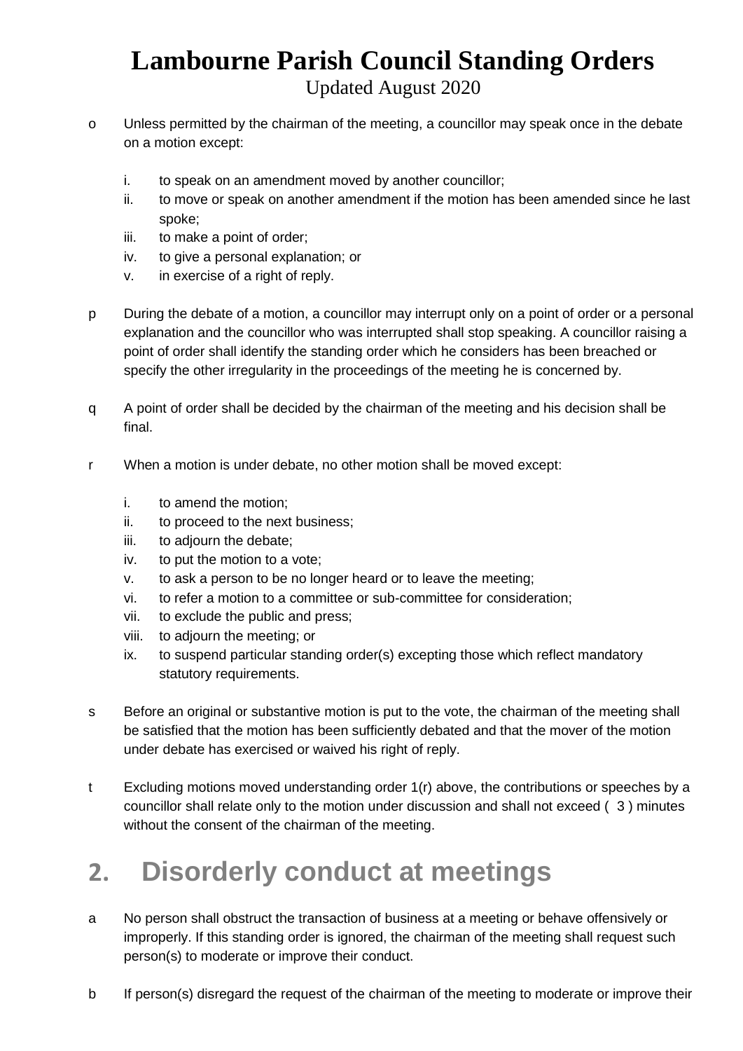o Unless permitted by the chairman of the meeting, a councillor may speak once in the debate on a motion except:

  i. to speak on an amendment moved by another councillor;
  ii. to move or speak on another amendment if the motion has been amended since he last spoke;
  iii. to make a point of order;
  iv. to give a personal explanation; or
  v. in exercise of a right of reply.

p During the debate of a motion, a councillor may interrupt only on a point of order or a personal explanation and the councillor who was interrupted shall stop speaking. A councillor raising a point of order shall identify the standing order which he considers has been breached or specify the other irregularity in the proceedings of the meeting he is concerned by.

q A point of order shall be decided by the chairman of the meeting and his decision shall be final.

r When a motion is under debate, no other motion shall be moved except:

  i. to amend the motion;
  ii. to proceed to the next business;
  iii. to adjourn the debate;
  iv. to put the motion to a vote;
  v. to ask a person to be no longer heard or to leave the meeting;
  vi. to refer a motion to a committee or sub-committee for consideration;
  vii. to exclude the public and press;
  viii. to adjourn the meeting; or
  ix. to suspend particular standing order(s) excepting those which reflect mandatory statutory requirements.

s Before an original or substantive motion is put to the vote, the chairman of the meeting shall be satisfied that the motion has been sufficiently debated and that the mover of the motion under debate has exercised or waived his right of reply.

t Excluding motions moved understanding order 1(r) above, the contributions or speeches by a councillor shall relate only to the motion under discussion and shall not exceed ( 3 ) minutes without the consent of the chairman of the meeting.

## 2. Disorderly conduct at meetings

a No person shall obstruct the transaction of business at a meeting or behave offensively or improperly. If this standing order is ignored, the chairman of the meeting shall request such person(s) to moderate or improve their conduct.

b If person(s) disregard the request of the chairman of the meeting to moderate or improve their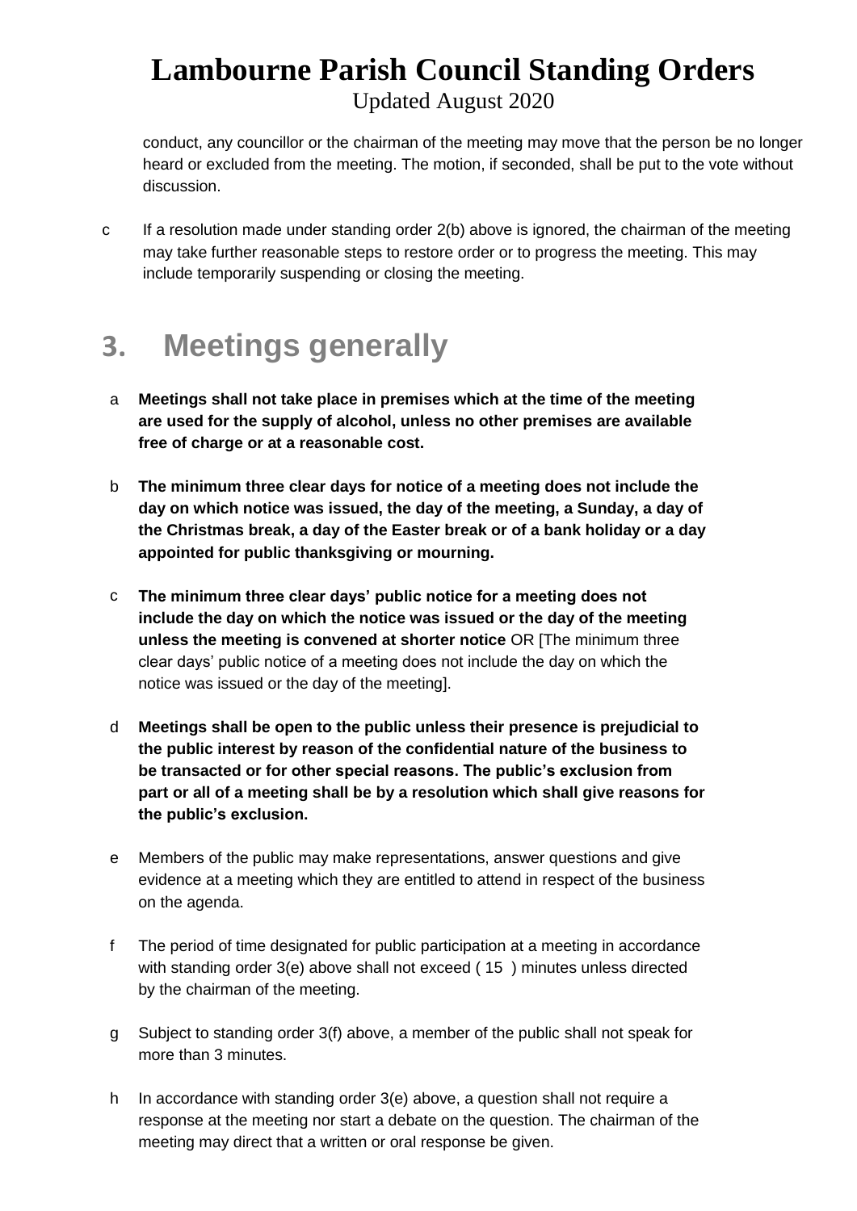conduct, any councillor or the chairman of the meeting may move that the person be no longer heard or excluded from the meeting. The motion, if seconded, shall be put to the vote without discussion.

c If a resolution made under standing order 2(b) above is ignored, the chairman of the meeting may take further reasonable steps to restore order or to progress the meeting. This may include temporarily suspending or closing the meeting.

## 3. Meetings generally

a **Meetings shall not take place in premises which at the time of the meeting are used for the supply of alcohol, unless no other premises are available free of charge or at a reasonable cost.**

b **The minimum three clear days for notice of a meeting does not include the day on which notice was issued, the day of the meeting, a Sunday, a day of the Christmas break, a day of the Easter break or of a bank holiday or a day appointed for public thanksgiving or mourning.**

c **The minimum three clear days' public notice for a meeting does not include the day on which the notice was issued or the day of the meeting unless the meeting is convened at shorter notice** OR [The minimum three clear days' public notice of a meeting does not include the day on which the notice was issued or the day of the meeting].

d **Meetings shall be open to the public unless their presence is prejudicial to the public interest by reason of the confidential nature of the business to be transacted or for other special reasons. The public's exclusion from part or all of a meeting shall be by a resolution which shall give reasons for the public's exclusion.**

e Members of the public may make representations, answer questions and give evidence at a meeting which they are entitled to attend in respect of the business on the agenda.

f The period of time designated for public participation at a meeting in accordance with standing order 3(e) above shall not exceed ( 15 ) minutes unless directed by the chairman of the meeting.

g Subject to standing order 3(f) above, a member of the public shall not speak for more than 3 minutes.

h In accordance with standing order 3(e) above, a question shall not require a response at the meeting nor start a debate on the question. The chairman of the meeting may direct that a written or oral response be given.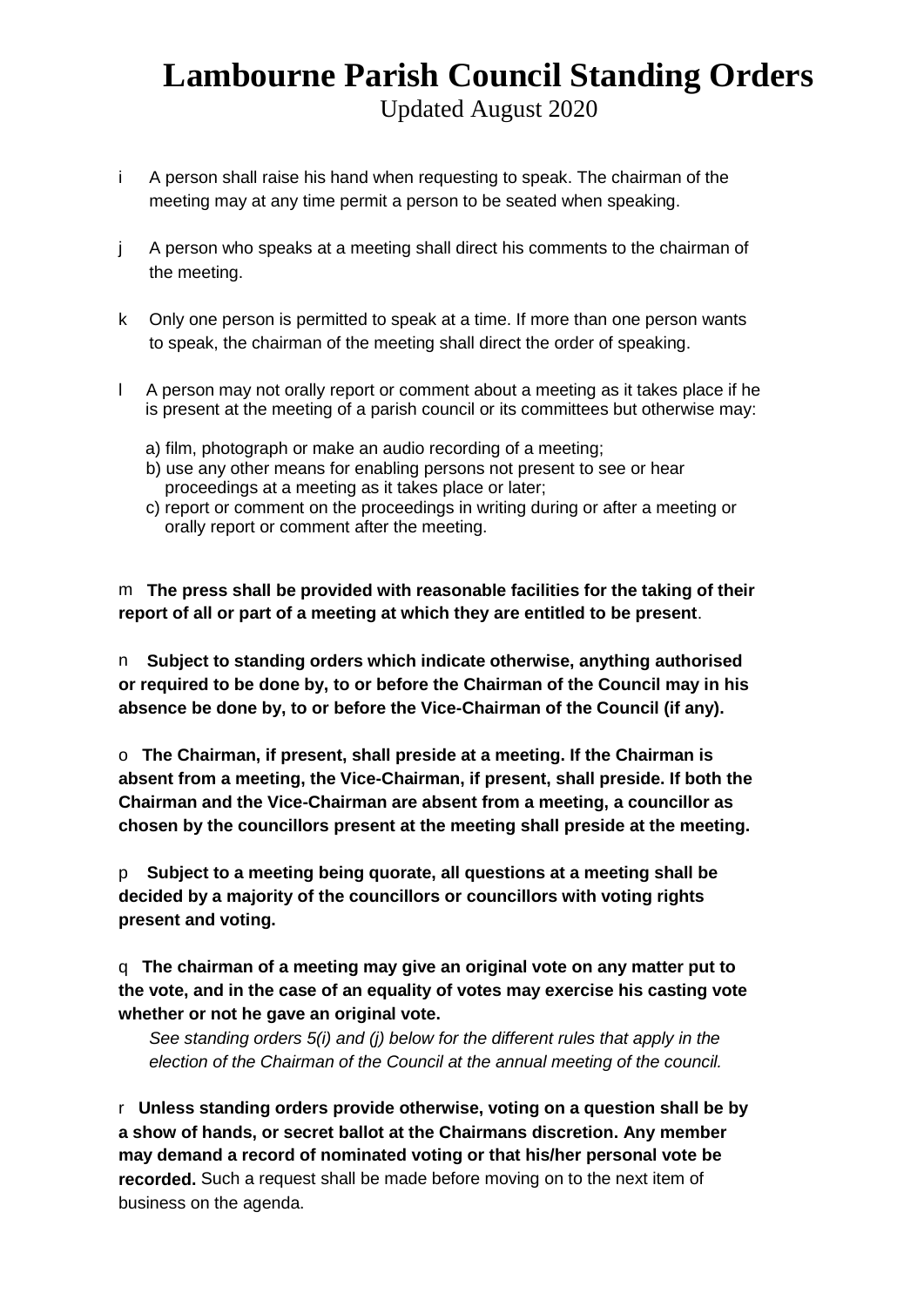# Lambourne Parish Council Standing Orders

Updated August 2020

i A person shall raise his hand when requesting to speak. The chairman of the meeting may at any time permit a person to be seated when speaking.

j A person who speaks at a meeting shall direct his comments to the chairman of the meeting.

k Only one person is permitted to speak at a time. If more than one person wants to speak, the chairman of the meeting shall direct the order of speaking.

l A person may not orally report or comment about a meeting as it takes place if he is present at the meeting of a parish council or its committees but otherwise may:

a) film, photograph or make an audio recording of a meeting;
b) use any other means for enabling persons not present to see or hear proceedings at a meeting as it takes place or later;
c) report or comment on the proceedings in writing during or after a meeting or orally report or comment after the meeting.

m **The press shall be provided with reasonable facilities for the taking of their report of all or part of a meeting at which they are entitled to be present**.

n **Subject to standing orders which indicate otherwise, anything authorised or required to be done by, to or before the Chairman of the Council may in his absence be done by, to or before the Vice-Chairman of the Council (if any).**

o **The Chairman, if present, shall preside at a meeting. If the Chairman is absent from a meeting, the Vice-Chairman, if present, shall preside. If both the Chairman and the Vice-Chairman are absent from a meeting, a councillor as chosen by the councillors present at the meeting shall preside at the meeting.**

p **Subject to a meeting being quorate, all questions at a meeting shall be decided by a majority of the councillors or councillors with voting rights present and voting.**

q **The chairman of a meeting may give an original vote on any matter put to the vote, and in the case of an equality of votes may exercise his casting vote whether or not he gave an original vote.**

*See standing orders 5(i) and (j) below for the different rules that apply in the election of the Chairman of the Council at the annual meeting of the council.*

r **Unless standing orders provide otherwise, voting on a question shall be by a show of hands, or secret ballot at the Chairmans discretion. Any member may demand a record of nominated voting or that his/her personal vote be recorded.** Such a request shall be made before moving on to the next item of business on the agenda.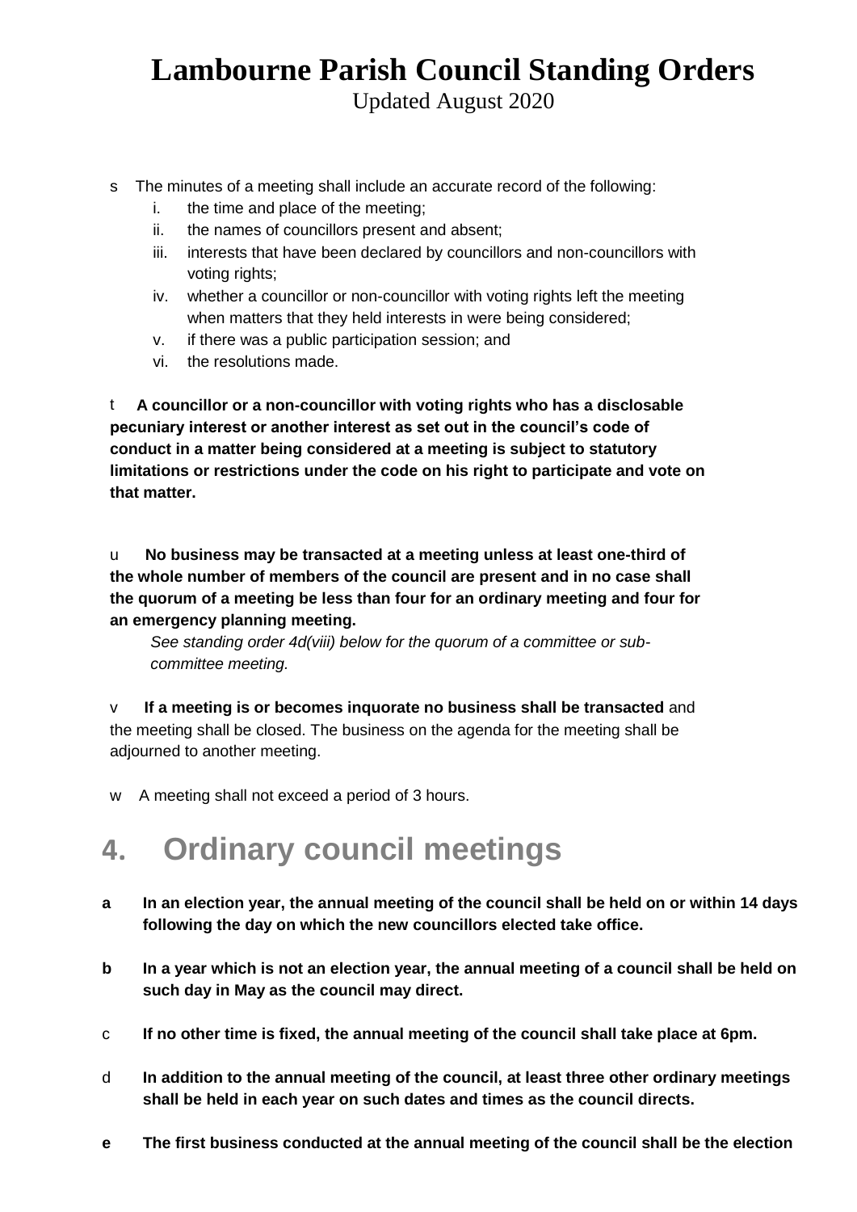s The minutes of a meeting shall include an accurate record of the following:

i. the time and place of the meeting;
ii. the names of councillors present and absent;
iii. interests that have been declared by councillors and non-councillors with voting rights;
iv. whether a councillor or non-councillor with voting rights left the meeting when matters that they held interests in were being considered;
v. if there was a public participation session; and
vi. the resolutions made.

t **A councillor or a non-councillor with voting rights who has a disclosable pecuniary interest or another interest as set out in the council's code of conduct in a matter being considered at a meeting is subject to statutory limitations or restrictions under the code on his right to participate and vote on that matter.**

u **No business may be transacted at a meeting unless at least one-third of the whole number of members of the council are present and in no case shall the quorum of a meeting be less than four for an ordinary meeting and four for an emergency planning meeting.**

*See standing order 4d(viii) below for the quorum of a committee or sub-committee meeting.*

v **If a meeting is or becomes inquorate no business shall be transacted** and the meeting shall be closed. The business on the agenda for the meeting shall be adjourned to another meeting.

w A meeting shall not exceed a period of 3 hours.

# 4. Ordinary council meetings

**a In an election year, the annual meeting of the council shall be held on or within 14 days following the day on which the new councillors elected take office.**

**b In a year which is not an election year, the annual meeting of a council shall be held on such day in May as the council may direct.**

c **If no other time is fixed, the annual meeting of the council shall take place at 6pm.**

d **In addition to the annual meeting of the council, at least three other ordinary meetings shall be held in each year on such dates and times as the council directs.**

**e The first business conducted at the annual meeting of the council shall be the election**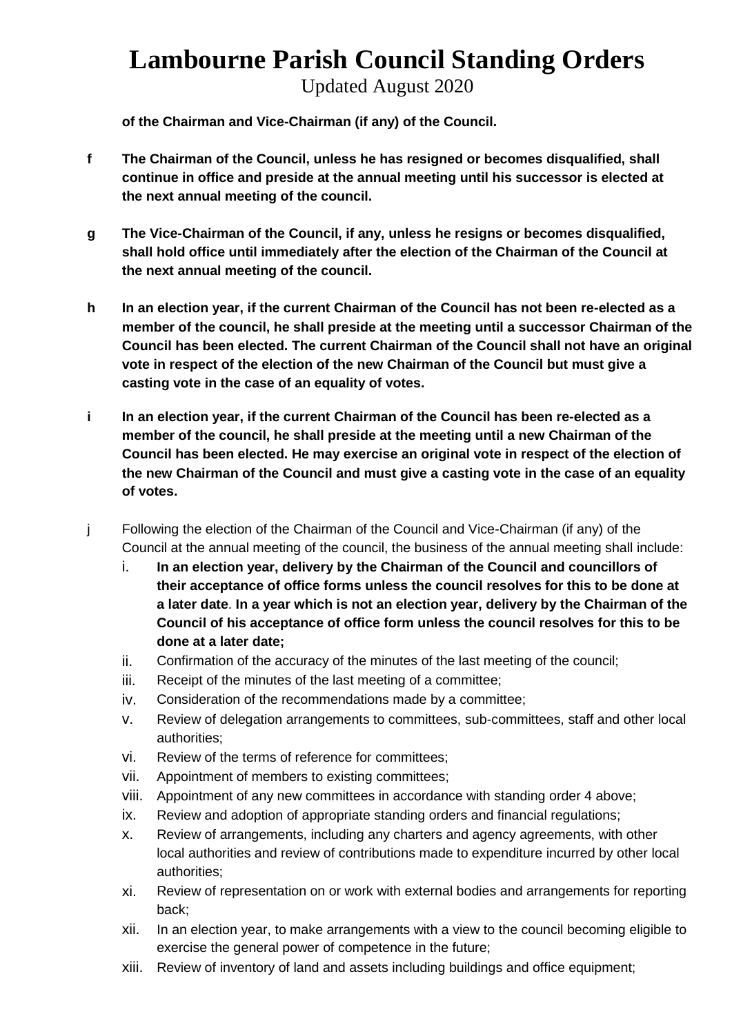**of the Chairman and Vice-Chairman (if any) of the Council.**

- **f** **The Chairman of the Council, unless he has resigned or becomes disqualified, shall continue in office and preside at the annual meeting until his successor is elected at the next annual meeting of the council.**

- **g** **The Vice-Chairman of the Council, if any, unless he resigns or becomes disqualified, shall hold office until immediately after the election of the Chairman of the Council at the next annual meeting of the council.**

- **h** **In an election year, if the current Chairman of the Council has not been re-elected as a member of the council, he shall preside at the meeting until a successor Chairman of the Council has been elected. The current Chairman of the Council shall not have an original vote in respect of the election of the new Chairman of the Council but must give a casting vote in the case of an equality of votes.**

- **i** **In an election year, if the current Chairman of the Council has been re-elected as a member of the council, he shall preside at the meeting until a new Chairman of the Council has been elected. He may exercise an original vote in respect of the election of the new Chairman of the Council and must give a casting vote in the case of an equality of votes.**

- j Following the election of the Chairman of the Council and Vice-Chairman (if any) of the Council at the annual meeting of the council, the business of the annual meeting shall include:
  - i. **In an election year, delivery by the Chairman of the Council and councillors of their acceptance of office forms unless the council resolves for this to be done at a later date**. **In a year which is not an election year, delivery by the Chairman of the Council of his acceptance of office form unless the council resolves for this to be done at a later date;**
  - ii. Confirmation of the accuracy of the minutes of the last meeting of the council;
  - iii. Receipt of the minutes of the last meeting of a committee;
  - iv. Consideration of the recommendations made by a committee;
  - v. Review of delegation arrangements to committees, sub-committees, staff and other local authorities;
  - vi. Review of the terms of reference for committees;
  - vii. Appointment of members to existing committees;
  - viii. Appointment of any new committees in accordance with standing order 4 above;
  - ix. Review and adoption of appropriate standing orders and financial regulations;
  - x. Review of arrangements, including any charters and agency agreements, with other local authorities and review of contributions made to expenditure incurred by other local authorities;
  - xi. Review of representation on or work with external bodies and arrangements for reporting back;
  - xii. In an election year, to make arrangements with a view to the council becoming eligible to exercise the general power of competence in the future;
  - xiii. Review of inventory of land and assets including buildings and office equipment;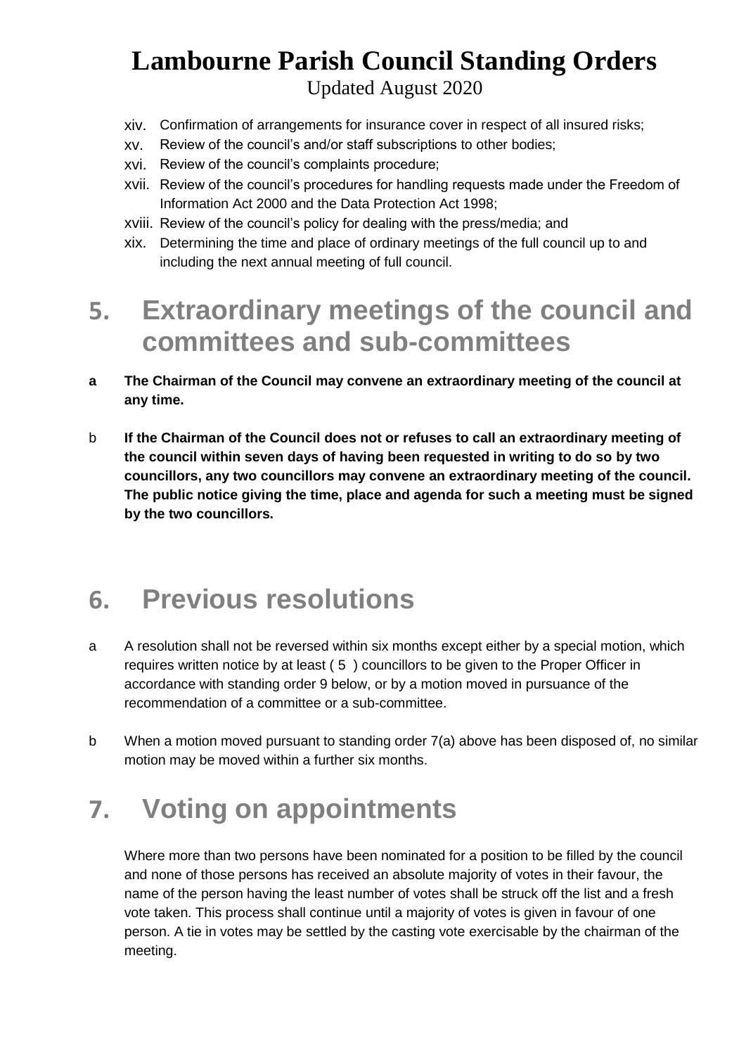xiv. Confirmation of arrangements for insurance cover in respect of all insured risks;
xv. Review of the council's and/or staff subscriptions to other bodies;
xvi. Review of the council's complaints procedure;
xvii. Review of the council's procedures for handling requests made under the Freedom of Information Act 2000 and the Data Protection Act 1998;
xviii. Review of the council's policy for dealing with the press/media; and
xix. Determining the time and place of ordinary meetings of the full council up to and including the next annual meeting of full council.

## 5. Extraordinary meetings of the council and committees and sub-committees

**a** **The Chairman of the Council may convene an extraordinary meeting of the council at any time.**

b **If the Chairman of the Council does not or refuses to call an extraordinary meeting of the council within seven days of having been requested in writing to do so by two councillors, any two councillors may convene an extraordinary meeting of the council. The public notice giving the time, place and agenda for such a meeting must be signed by the two councillors.**

## 6. Previous resolutions

a A resolution shall not be reversed within six months except either by a special motion, which requires written notice by at least ( 5 ) councillors to be given to the Proper Officer in accordance with standing order 9 below, or by a motion moved in pursuance of the recommendation of a committee or a sub-committee.

b When a motion moved pursuant to standing order 7(a) above has been disposed of, no similar motion may be moved within a further six months.

## 7. Voting on appointments

Where more than two persons have been nominated for a position to be filled by the council and none of those persons has received an absolute majority of votes in their favour, the name of the person having the least number of votes shall be struck off the list and a fresh vote taken. This process shall continue until a majority of votes is given in favour of one person. A tie in votes may be settled by the casting vote exercisable by the chairman of the meeting.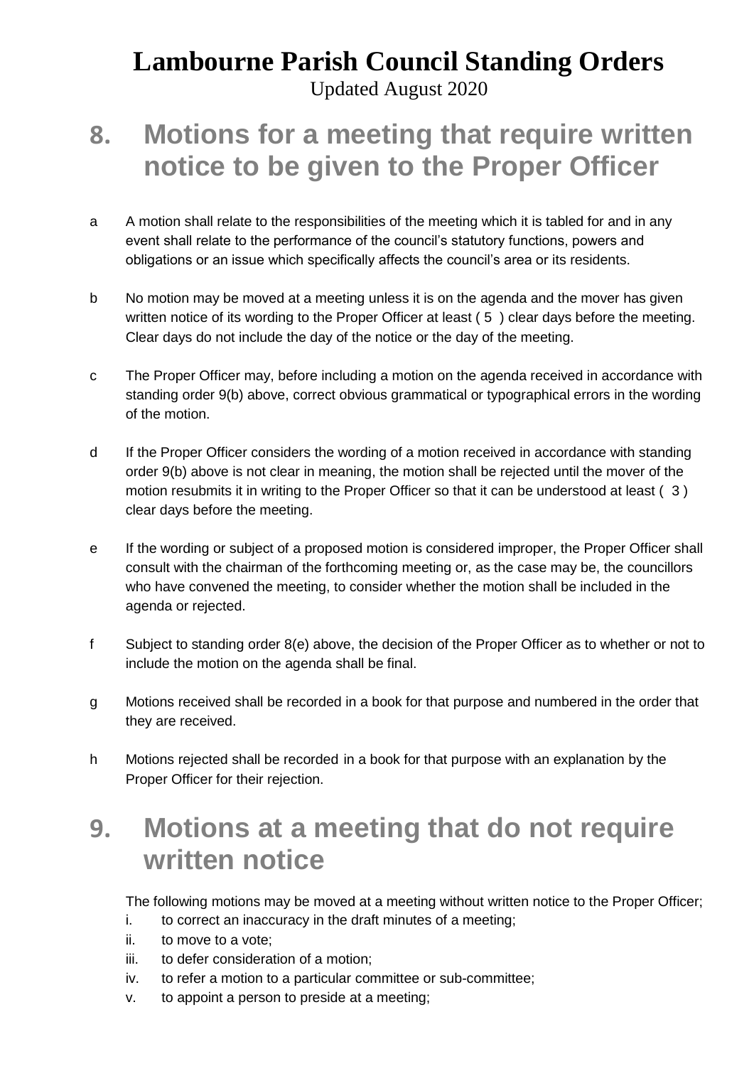## 8. Motions for a meeting that require written notice to be given to the Proper Officer

a A motion shall relate to the responsibilities of the meeting which it is tabled for and in any event shall relate to the performance of the council's statutory functions, powers and obligations or an issue which specifically affects the council's area or its residents.

b No motion may be moved at a meeting unless it is on the agenda and the mover has given written notice of its wording to the Proper Officer at least ( 5 ) clear days before the meeting. Clear days do not include the day of the notice or the day of the meeting.

c The Proper Officer may, before including a motion on the agenda received in accordance with standing order 9(b) above, correct obvious grammatical or typographical errors in the wording of the motion.

d If the Proper Officer considers the wording of a motion received in accordance with standing order 9(b) above is not clear in meaning, the motion shall be rejected until the mover of the motion resubmits it in writing to the Proper Officer so that it can be understood at least ( 3 ) clear days before the meeting.

e If the wording or subject of a proposed motion is considered improper, the Proper Officer shall consult with the chairman of the forthcoming meeting or, as the case may be, the councillors who have convened the meeting, to consider whether the motion shall be included in the agenda or rejected.

f Subject to standing order 8(e) above, the decision of the Proper Officer as to whether or not to include the motion on the agenda shall be final.

g Motions received shall be recorded in a book for that purpose and numbered in the order that they are received.

h Motions rejected shall be recorded in a book for that purpose with an explanation by the Proper Officer for their rejection.

## 9. Motions at a meeting that do not require written notice

The following motions may be moved at a meeting without written notice to the Proper Officer;

i. to correct an inaccuracy in the draft minutes of a meeting;
ii. to move to a vote;
iii. to defer consideration of a motion;
iv. to refer a motion to a particular committee or sub-committee;
v. to appoint a person to preside at a meeting;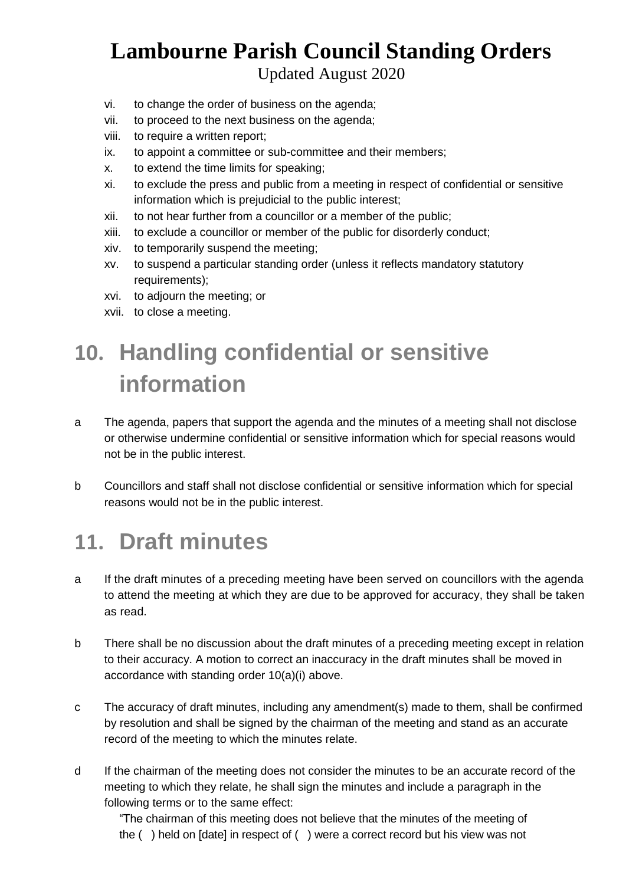vi. to change the order of business on the agenda;
vii. to proceed to the next business on the agenda;
viii. to require a written report;
ix. to appoint a committee or sub-committee and their members;
x. to extend the time limits for speaking;
xi. to exclude the press and public from a meeting in respect of confidential or sensitive information which is prejudicial to the public interest;
xii. to not hear further from a councillor or a member of the public;
xiii. to exclude a councillor or member of the public for disorderly conduct;
xiv. to temporarily suspend the meeting;
xv. to suspend a particular standing order (unless it reflects mandatory statutory requirements);
xvi. to adjourn the meeting; or
xvii. to close a meeting.

## 10. Handling confidential or sensitive information

a The agenda, papers that support the agenda and the minutes of a meeting shall not disclose or otherwise undermine confidential or sensitive information which for special reasons would not be in the public interest.

b Councillors and staff shall not disclose confidential or sensitive information which for special reasons would not be in the public interest.

## 11. Draft minutes

a If the draft minutes of a preceding meeting have been served on councillors with the agenda to attend the meeting at which they are due to be approved for accuracy, they shall be taken as read.

b There shall be no discussion about the draft minutes of a preceding meeting except in relation to their accuracy. A motion to correct an inaccuracy in the draft minutes shall be moved in accordance with standing order 10(a)(i) above.

c The accuracy of draft minutes, including any amendment(s) made to them, shall be confirmed by resolution and shall be signed by the chairman of the meeting and stand as an accurate record of the meeting to which the minutes relate.

d If the chairman of the meeting does not consider the minutes to be an accurate record of the meeting to which they relate, he shall sign the minutes and include a paragraph in the following terms or to the same effect:

"The chairman of this meeting does not believe that the minutes of the meeting of the ( ) held on [date] in respect of ( ) were a correct record but his view was not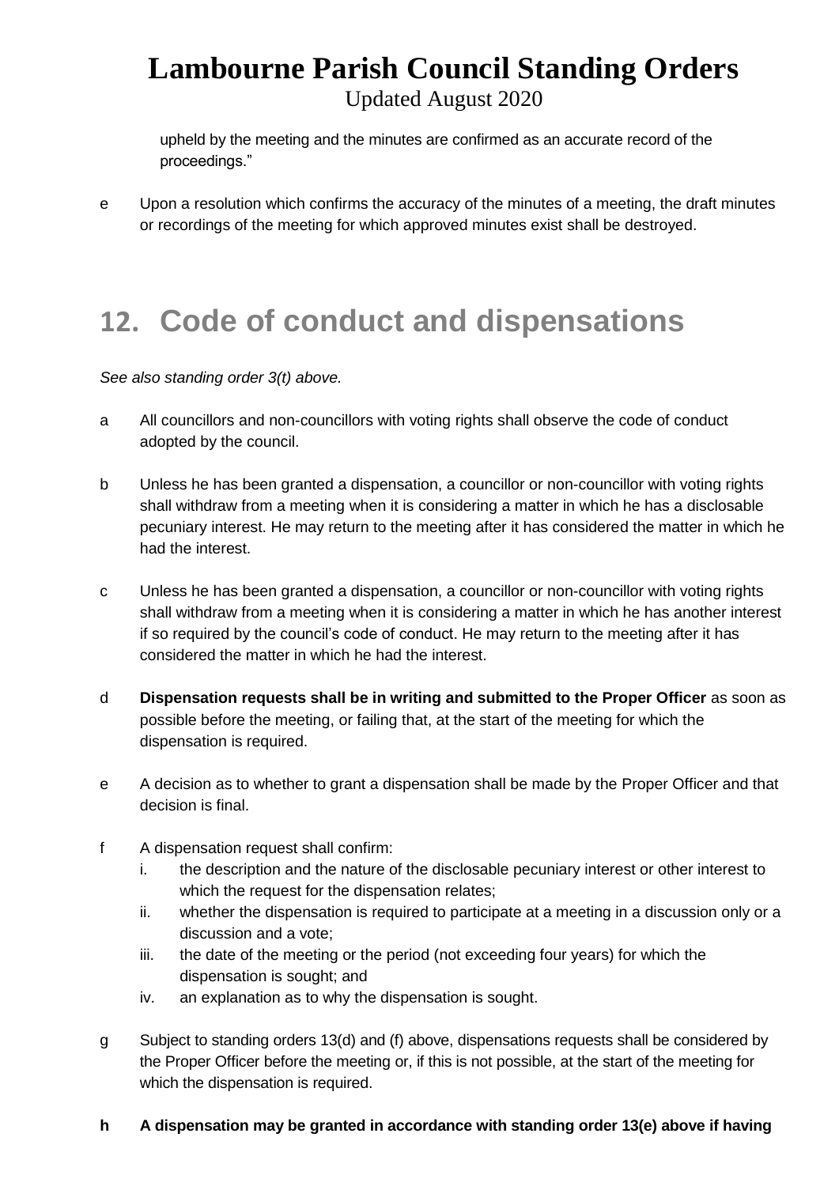upheld by the meeting and the minutes are confirmed as an accurate record of the proceedings."

e Upon a resolution which confirms the accuracy of the minutes of a meeting, the draft minutes or recordings of the meeting for which approved minutes exist shall be destroyed.

## 12. Code of conduct and dispensations

*See also standing order 3(t) above.*

a All councillors and non-councillors with voting rights shall observe the code of conduct adopted by the council.

b Unless he has been granted a dispensation, a councillor or non-councillor with voting rights shall withdraw from a meeting when it is considering a matter in which he has a disclosable pecuniary interest. He may return to the meeting after it has considered the matter in which he had the interest.

c Unless he has been granted a dispensation, a councillor or non-councillor with voting rights shall withdraw from a meeting when it is considering a matter in which he has another interest if so required by the council's code of conduct. He may return to the meeting after it has considered the matter in which he had the interest.

d **Dispensation requests shall be in writing and submitted to the Proper Officer** as soon as possible before the meeting, or failing that, at the start of the meeting for which the dispensation is required.

e A decision as to whether to grant a dispensation shall be made by the Proper Officer and that decision is final.

f A dispensation request shall confirm:
   i. the description and the nature of the disclosable pecuniary interest or other interest to which the request for the dispensation relates;
   ii. whether the dispensation is required to participate at a meeting in a discussion only or a discussion and a vote;
   iii. the date of the meeting or the period (not exceeding four years) for which the dispensation is sought; and
   iv. an explanation as to why the dispensation is sought.

g Subject to standing orders 13(d) and (f) above, dispensations requests shall be considered by the Proper Officer before the meeting or, if this is not possible, at the start of the meeting for which the dispensation is required.

**h A dispensation may be granted in accordance with standing order 13(e) above if having**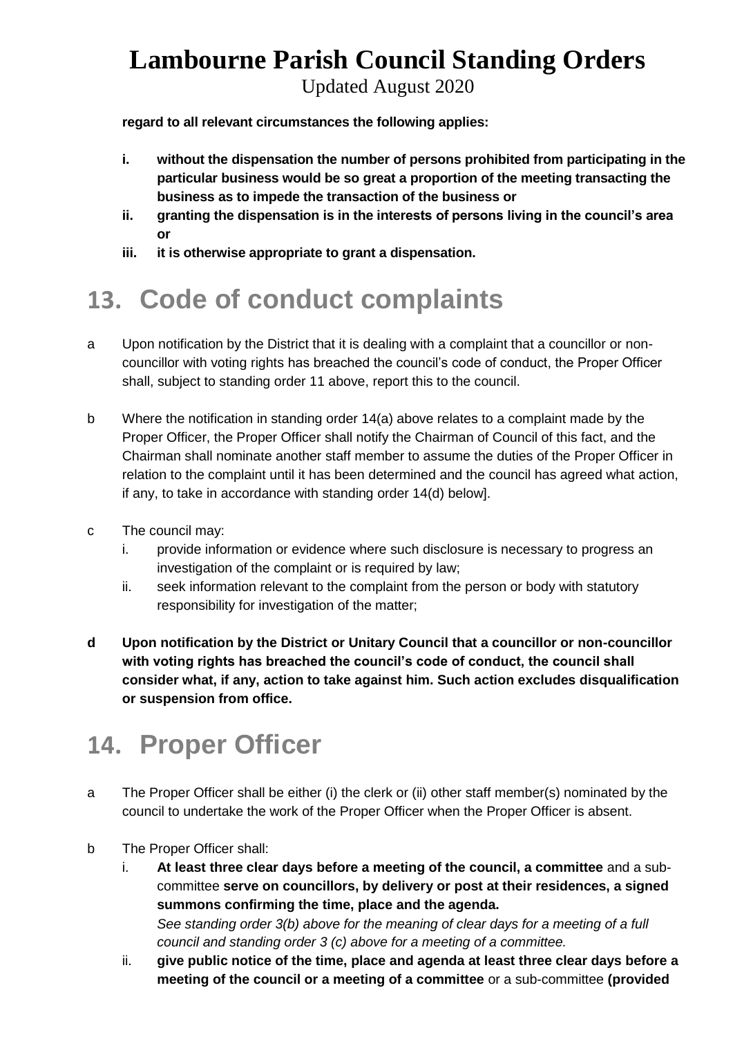**regard to all relevant circumstances the following applies:**

- **i. without the dispensation the number of persons prohibited from participating in the particular business would be so great a proportion of the meeting transacting the business as to impede the transaction of the business or**
- **ii. granting the dispensation is in the interests of persons living in the council's area or**
- **iii. it is otherwise appropriate to grant a dispensation.**

# 13. Code of conduct complaints

a Upon notification by the District that it is dealing with a complaint that a councillor or non-councillor with voting rights has breached the council's code of conduct, the Proper Officer shall, subject to standing order 11 above, report this to the council.

b Where the notification in standing order 14(a) above relates to a complaint made by the Proper Officer, the Proper Officer shall notify the Chairman of Council of this fact, and the Chairman shall nominate another staff member to assume the duties of the Proper Officer in relation to the complaint until it has been determined and the council has agreed what action, if any, to take in accordance with standing order 14(d) below].

c The council may:
   - i. provide information or evidence where such disclosure is necessary to progress an investigation of the complaint or is required by law;
   - ii. seek information relevant to the complaint from the person or body with statutory responsibility for investigation of the matter;

**d Upon notification by the District or Unitary Council that a councillor or non-councillor with voting rights has breached the council's code of conduct, the council shall consider what, if any, action to take against him. Such action excludes disqualification or suspension from office.**

# 14. Proper Officer

a The Proper Officer shall be either (i) the clerk or (ii) other staff member(s) nominated by the council to undertake the work of the Proper Officer when the Proper Officer is absent.

b The Proper Officer shall:
   - i. **At least three clear days before a meeting of the council, a committee** and a sub-committee **serve on councillors, by delivery or post at their residences, a signed summons confirming the time, place and the agenda.**
     *See standing order 3(b) above for the meaning of clear days for a meeting of a full council and standing order 3 (c) above for a meeting of a committee.*
   - ii. **give public notice of the time, place and agenda at least three clear days before a meeting of the council or a meeting of a committee** or a sub-committee **(provided**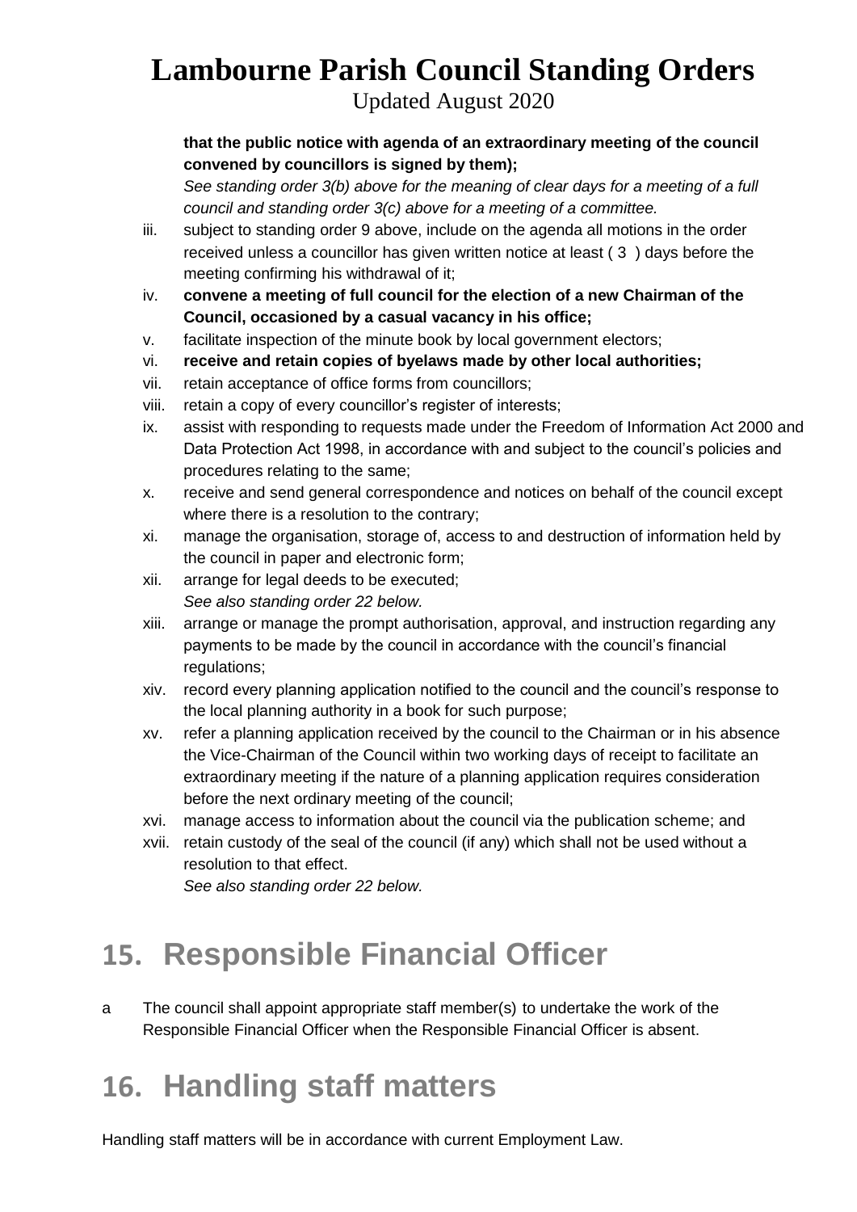**that the public notice with agenda of an extraordinary meeting of the council convened by councillors is signed by them);**

*See standing order 3(b) above for the meaning of clear days for a meeting of a full council and standing order 3(c) above for a meeting of a committee.*

iii. subject to standing order 9 above, include on the agenda all motions in the order received unless a councillor has given written notice at least ( 3 ) days before the meeting confirming his withdrawal of it;

iv. **convene a meeting of full council for the election of a new Chairman of the Council, occasioned by a casual vacancy in his office;**

v. facilitate inspection of the minute book by local government electors;

vi. **receive and retain copies of byelaws made by other local authorities;**

vii. retain acceptance of office forms from councillors;

viii. retain a copy of every councillor's register of interests;

ix. assist with responding to requests made under the Freedom of Information Act 2000 and Data Protection Act 1998, in accordance with and subject to the council's policies and procedures relating to the same;

x. receive and send general correspondence and notices on behalf of the council except where there is a resolution to the contrary;

xi. manage the organisation, storage of, access to and destruction of information held by the council in paper and electronic form;

xii. arrange for legal deeds to be executed;
*See also standing order 22 below.*

xiii. arrange or manage the prompt authorisation, approval, and instruction regarding any payments to be made by the council in accordance with the council's financial regulations;

xiv. record every planning application notified to the council and the council's response to the local planning authority in a book for such purpose;

xv. refer a planning application received by the council to the Chairman or in his absence the Vice-Chairman of the Council within two working days of receipt to facilitate an extraordinary meeting if the nature of a planning application requires consideration before the next ordinary meeting of the council;

xvi. manage access to information about the council via the publication scheme; and

xvii. retain custody of the seal of the council (if any) which shall not be used without a resolution to that effect.
*See also standing order 22 below.*

## 15. Responsible Financial Officer

a The council shall appoint appropriate staff member(s) to undertake the work of the Responsible Financial Officer when the Responsible Financial Officer is absent.

## 16. Handling staff matters

Handling staff matters will be in accordance with current Employment Law.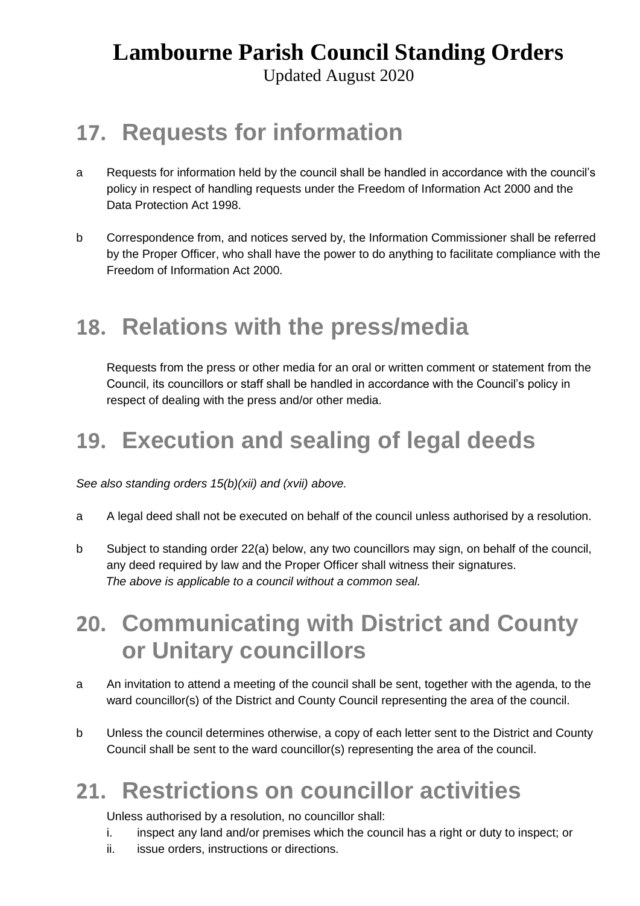# Lambourne Parish Council Standing Orders

Updated August 2020

## 17. Requests for information

a Requests for information held by the council shall be handled in accordance with the council's policy in respect of handling requests under the Freedom of Information Act 2000 and the Data Protection Act 1998.

b Correspondence from, and notices served by, the Information Commissioner shall be referred by the Proper Officer, who shall have the power to do anything to facilitate compliance with the Freedom of Information Act 2000.

## 18. Relations with the press/media

Requests from the press or other media for an oral or written comment or statement from the Council, its councillors or staff shall be handled in accordance with the Council's policy in respect of dealing with the press and/or other media.

## 19. Execution and sealing of legal deeds

*See also standing orders 15(b)(xii) and (xvii) above.*

a A legal deed shall not be executed on behalf of the council unless authorised by a resolution.

b Subject to standing order 22(a) below, any two councillors may sign, on behalf of the council, any deed required by law and the Proper Officer shall witness their signatures.
*The above is applicable to a council without a common seal.*

## 20. Communicating with District and County or Unitary councillors

a An invitation to attend a meeting of the council shall be sent, together with the agenda, to the ward councillor(s) of the District and County Council representing the area of the council.

b Unless the council determines otherwise, a copy of each letter sent to the District and County Council shall be sent to the ward councillor(s) representing the area of the council.

## 21. Restrictions on councillor activities

Unless authorised by a resolution, no councillor shall:

i. inspect any land and/or premises which the council has a right or duty to inspect; or
ii. issue orders, instructions or directions.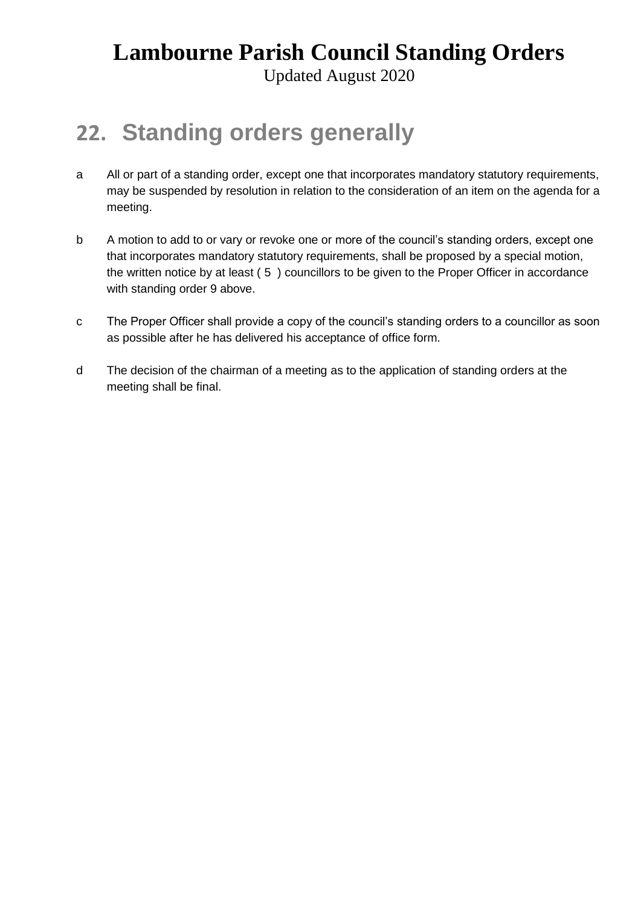## 22. Standing orders generally

a All or part of a standing order, except one that incorporates mandatory statutory requirements, may be suspended by resolution in relation to the consideration of an item on the agenda for a meeting.

b A motion to add to or vary or revoke one or more of the council's standing orders, except one that incorporates mandatory statutory requirements, shall be proposed by a special motion, the written notice by at least ( 5 ) councillors to be given to the Proper Officer in accordance with standing order 9 above.

c The Proper Officer shall provide a copy of the council's standing orders to a councillor as soon as possible after he has delivered his acceptance of office form.

d The decision of the chairman of a meeting as to the application of standing orders at the meeting shall be final.